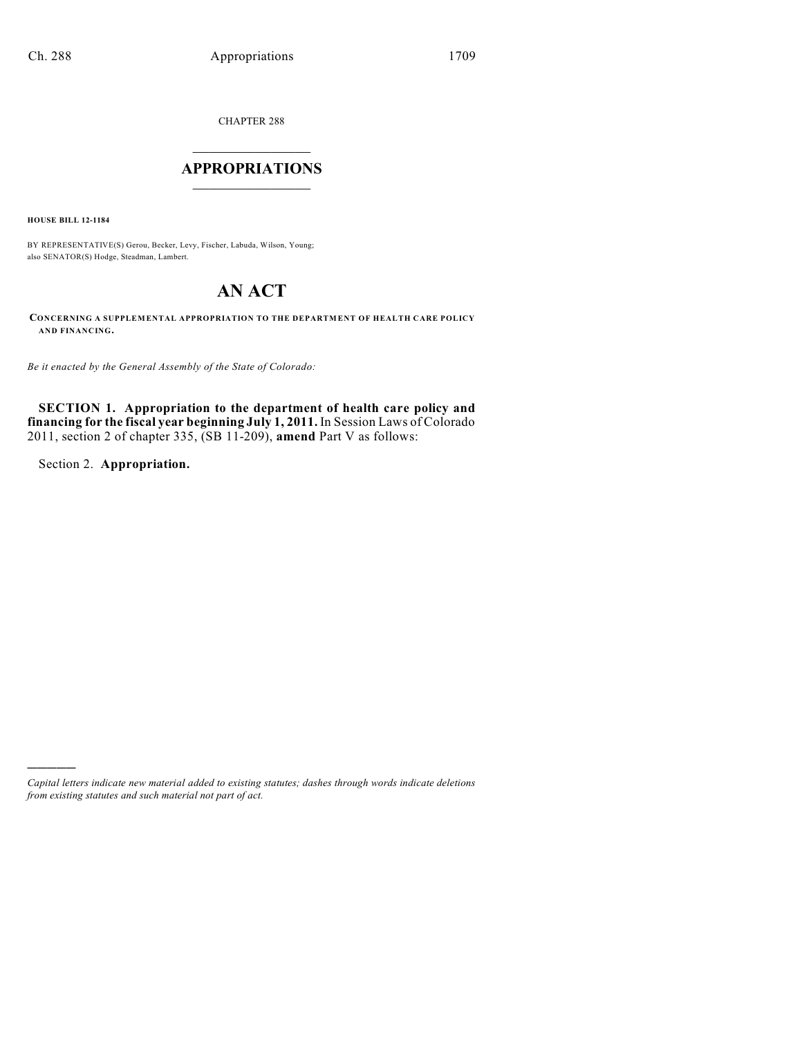CHAPTER 288

# APPROPRIATIONS

**HOUSE BILL 12-1184**

BY REPRESENTATIVE(S) Gerou, Becker, Levy, Fischer, Labuda, Wilson, Young;
also SENATOR(S) Hodge, Steadman, Lambert.

# AN ACT

**CONCERNING A SUPPLEMENTAL APPROPRIATION TO THE DEPARTMENT OF HEALTH CARE POLICY AND FINANCING.**

*Be it enacted by the General Assembly of the State of Colorado:*

**SECTION 1. Appropriation to the department of health care policy and financing for the fiscal year beginning July 1, 2011.** In Session Laws of Colorado 2011, section 2 of chapter 335, (SB 11-209), **amend** Part V as follows:

Section 2. **Appropriation.**

---

*Capital letters indicate new material added to existing statutes; dashes through words indicate deletions from existing statutes and such material not part of act.*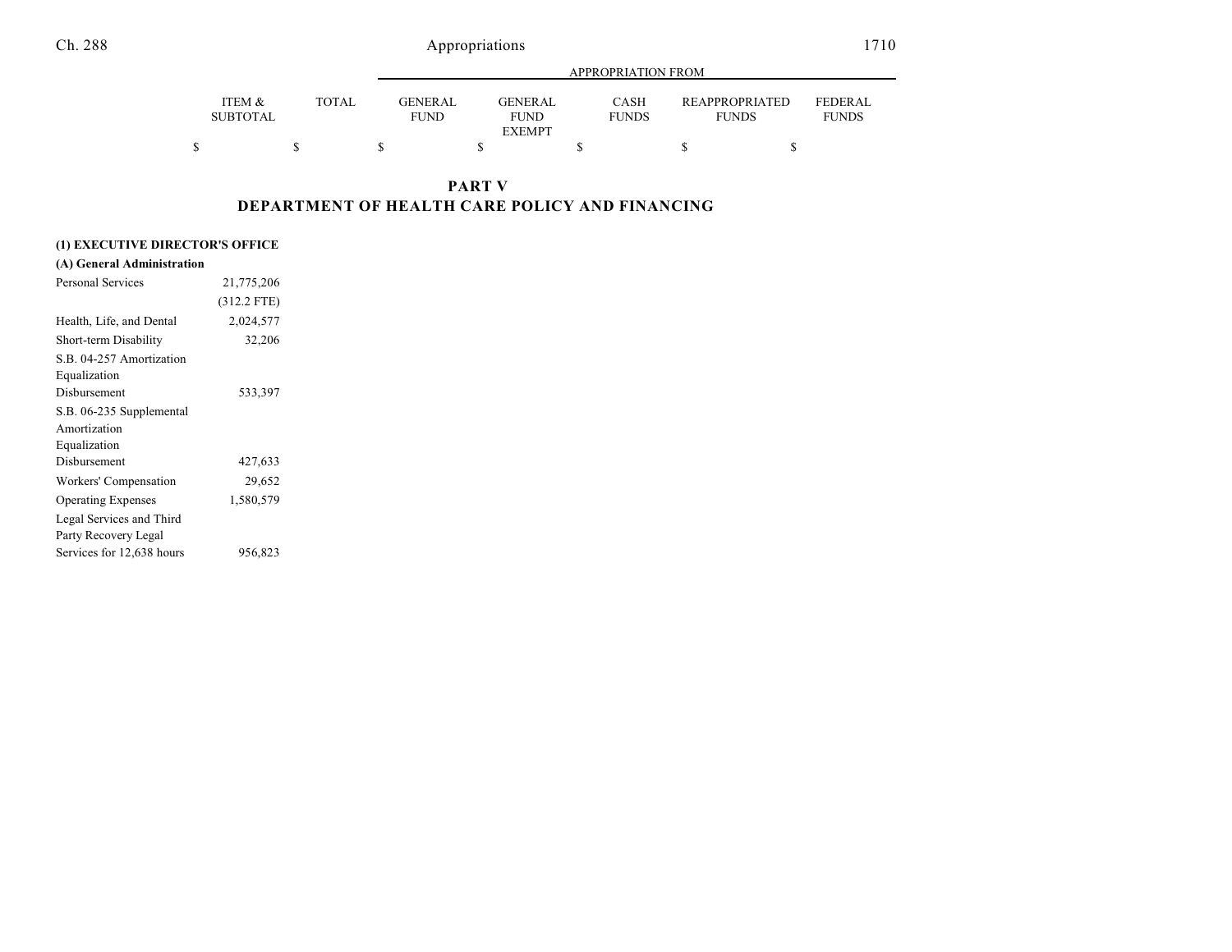| | ITEM & SUBTOTAL | TOTAL | APPROPRIATION FROM GENERAL FUND | GENERAL FUND EXEMPT | CASH FUNDS | REAPPROPRIATED FUNDS | FEDERAL FUNDS |
|---|---|---|---|---|---|---|---|
| | $ | $ | $ | $ | $ | $ | $ |

## PART V
## DEPARTMENT OF HEALTH CARE POLICY AND FINANCING

**(1) EXECUTIVE DIRECTOR'S OFFICE**

**(A) General Administration**

| | ITEM & SUBTOTAL | TOTAL | GENERAL FUND | GENERAL FUND EXEMPT | CASH FUNDS | REAPPROPRIATED FUNDS | FEDERAL FUNDS |
|---|---|---|---|---|---|---|---|
| Personal Services | 21,775,206 | | | | | | |
| | (312.2 FTE) | | | | | | |
| Health, Life, and Dental | 2,024,577 | | | | | | |
| Short-term Disability | 32,206 | | | | | | |
| S.B. 04-257 Amortization Equalization Disbursement | 533,397 | | | | | | |
| S.B. 06-235 Supplemental Amortization Equalization Disbursement | 427,633 | | | | | | |
| Workers' Compensation | 29,652 | | | | | | |
| Operating Expenses | 1,580,579 | | | | | | |
| Legal Services and Third Party Recovery Legal Services for 12,638 hours | 956,823 | | | | | | |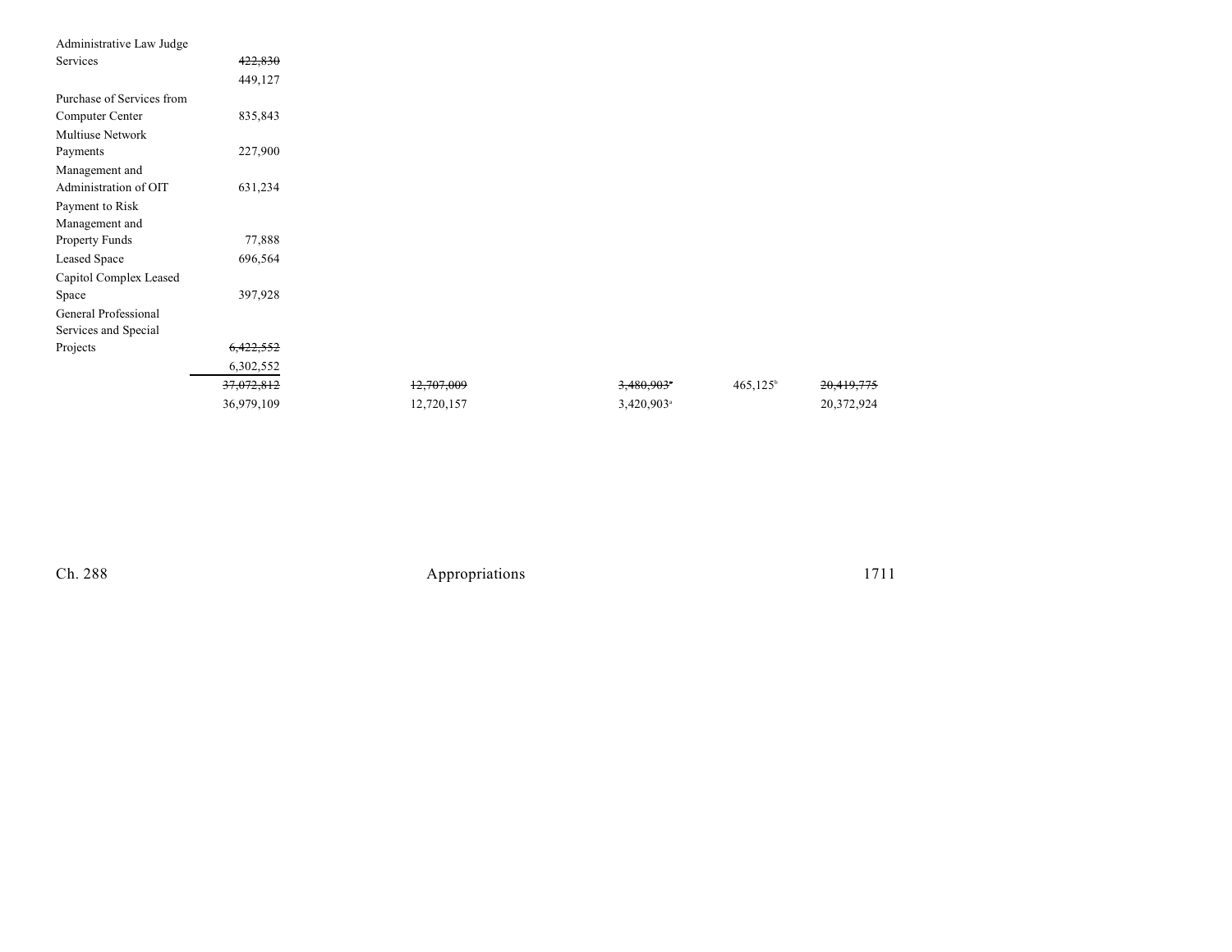| | | | | | |
|---|---|---|---|---|---|
| Administrative Law Judge Services | ~~422,830~~ 449,127 | | | | |
| Purchase of Services from Computer Center | 835,843 | | | | |
| Multiuse Network Payments | 227,900 | | | | |
| Management and Administration of OIT | 631,234 | | | | |
| Payment to Risk Management and Property Funds | 77,888 | | | | |
| Leased Space | 696,564 | | | | |
| Capitol Complex Leased Space | 397,928 | | | | |
| General Professional Services and Special Projects | ~~6,422,552~~ 6,302,552 | | | | |
| | ~~37,072,812~~ 36,979,109 | ~~12,707,009~~ 12,720,157 | ~~3,480,903~~[a] 3,420,903[a] | 465,125[b] | ~~20,419,775~~ 20,372,924 |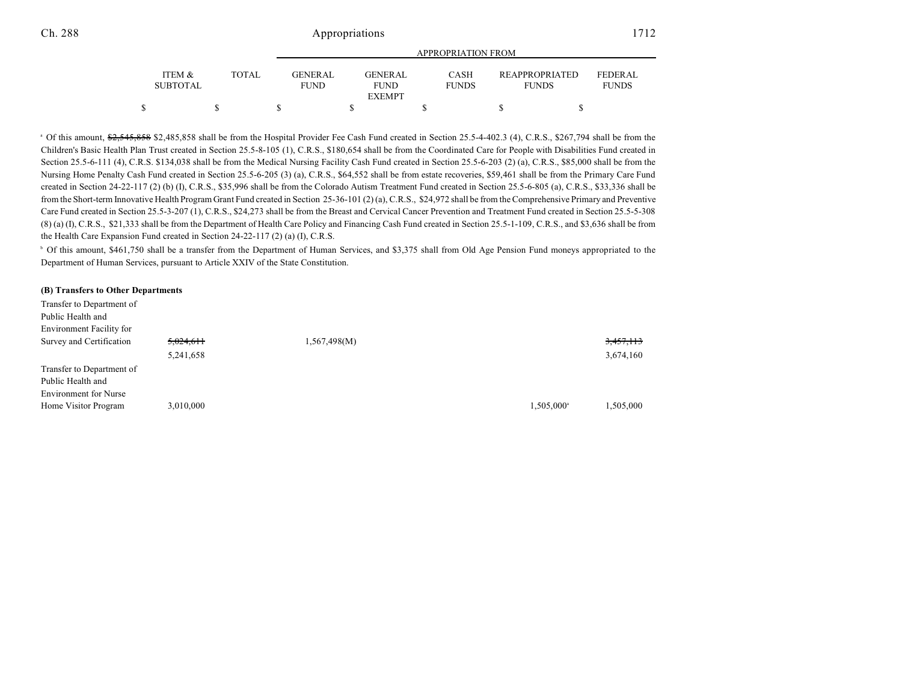| | ITEM & SUBTOTAL | TOTAL | GENERAL FUND | GENERAL FUND EXEMPT | CASH FUNDS | REAPPROPRIATED FUNDS | FEDERAL FUNDS |
|---|---|---|---|---|---|---|---|
| | | | APPROPRIATION FROM | | | | |
| | $ | $ | $ | $ | $ | $ | $ |

[a] Of this amount, ~~$2,545,858~~ $2,485,858 shall be from the Hospital Provider Fee Cash Fund created in Section 25.5-4-402.3 (4), C.R.S., $267,794 shall be from the Children's Basic Health Plan Trust created in Section 25.5-8-105 (1), C.R.S., $180,654 shall be from the Coordinated Care for People with Disabilities Fund created in Section 25.5-6-111 (4), C.R.S. $134,038 shall be from the Medical Nursing Facility Cash Fund created in Section 25.5-6-203 (2) (a), C.R.S., $85,000 shall be from the Nursing Home Penalty Cash Fund created in Section 25.5-6-205 (3) (a), C.R.S., $64,552 shall be from estate recoveries, $59,461 shall be from the Primary Care Fund created in Section 24-22-117 (2) (b) (I), C.R.S., $35,996 shall be from the Colorado Autism Treatment Fund created in Section 25.5-6-805 (a), C.R.S., $33,336 shall be from the Short-term Innovative Health Program Grant Fund created in Section 25-36-101 (2) (a), C.R.S., $24,972 shall be from the Comprehensive Primary and Preventive Care Fund created in Section 25.5-3-207 (1), C.R.S., $24,273 shall be from the Breast and Cervical Cancer Prevention and Treatment Fund created in Section 25.5-5-308 (8) (a) (I), C.R.S., $21,333 shall be from the Department of Health Care Policy and Financing Cash Fund created in Section 25.5-1-109, C.R.S., and $3,636 shall be from the Health Care Expansion Fund created in Section 24-22-117 (2) (a) (I), C.R.S.

[b] Of this amount, $461,750 shall be a transfer from the Department of Human Services, and $3,375 shall from Old Age Pension Fund moneys appropriated to the Department of Human Services, pursuant to Article XXIV of the State Constitution.

**(B) Transfers to Other Departments**

| | ITEM & SUBTOTAL | TOTAL | GENERAL FUND | GENERAL FUND EXEMPT | CASH FUNDS | REAPPROPRIATED FUNDS | FEDERAL FUNDS |
|---|---|---|---|---|---|---|---|
| Transfer to Department of Public Health and Environment Facility for Survey and Certification | ~~5,024,611~~ 5,241,658 | | 1,567,498(M) | | | | ~~3,457,113~~ 3,674,160 |
| Transfer to Department of Public Health and Environment for Nurse Home Visitor Program | 3,010,000 | | | | | 1,505,000[a] | 1,505,000 |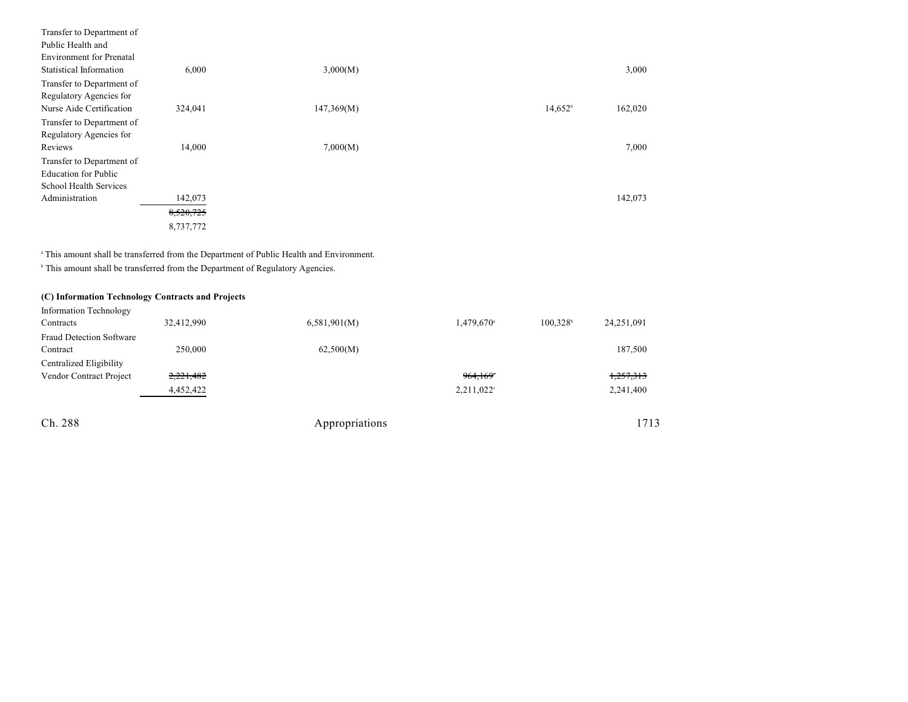| | | | | | |
|---|---|---|---|---|---|
| Transfer to Department of Public Health and Environment for Prenatal Statistical Information | 6,000 | 3,000(M) | | | 3,000 |
| Transfer to Department of Regulatory Agencies for Nurse Aide Certification | 324,041 | 147,369(M) | | 14,652[b] | 162,020 |
| Transfer to Department of Regulatory Agencies for Reviews | 14,000 | 7,000(M) | | | 7,000 |
| Transfer to Department of Education for Public School Health Services Administration | 142,073 | | | | 142,073 |
| | ~~8,520,725~~ 8,737,772 | | | | |

[a] This amount shall be transferred from the Department of Public Health and Environment.

[b] This amount shall be transferred from the Department of Regulatory Agencies.

**(C) Information Technology Contracts and Projects**

| | | | | | |
|---|---|---|---|---|---|
| Information Technology Contracts | 32,412,990 | 6,581,901(M) | 1,479,670[a] | 100,328[b] | 24,251,091 |
| Fraud Detection Software Contract | 250,000 | 62,500(M) | | | 187,500 |
| Centralized Eligibility Vendor Contract Project | ~~2,221,482~~ 4,452,422 | | ~~964,169~~[c] 2,211,022[c] | | ~~1,257,313~~ 2,241,400 |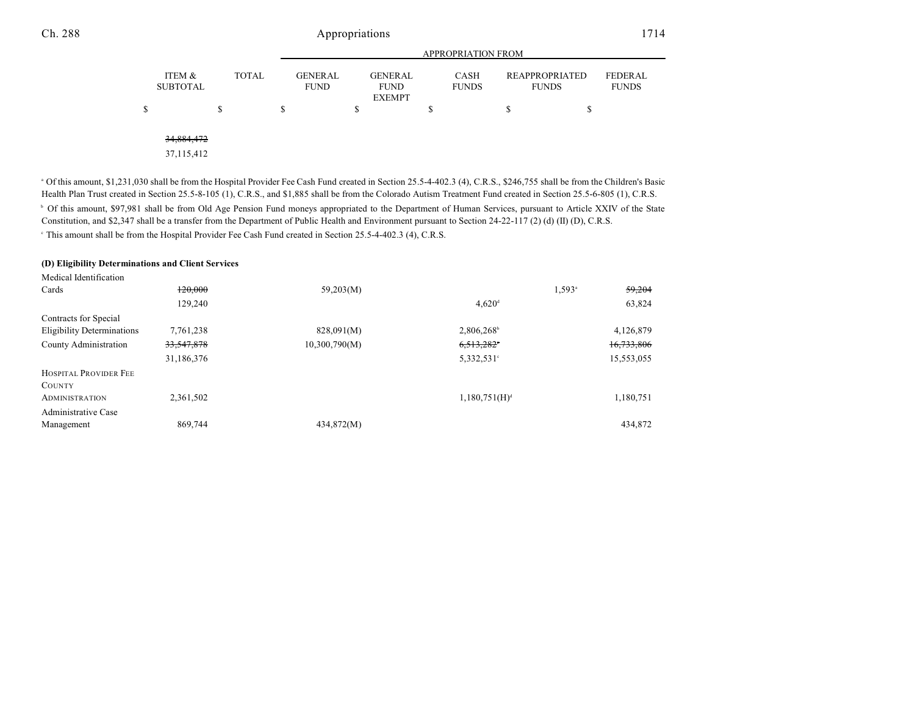| | ITEM & SUBTOTAL | TOTAL | APPROPRIATION FROM GENERAL FUND | GENERAL FUND EXEMPT | CASH FUNDS | REAPPROPRIATED FUNDS | FEDERAL FUNDS |
|---|---|---|---|---|---|---|---|
| | $ | $ | $ | $ | $ | $ | $ |
| | ~~34,884,472~~ | | | | | | |
| | 37,115,412 | | | | | | |

[a] Of this amount, $1,231,030 shall be from the Hospital Provider Fee Cash Fund created in Section 25.5-4-402.3 (4), C.R.S., $246,755 shall be from the Children's Basic Health Plan Trust created in Section 25.5-8-105 (1), C.R.S., and $1,885 shall be from the Colorado Autism Treatment Fund created in Section 25.5-6-805 (1), C.R.S.

[b] Of this amount, $97,981 shall be from Old Age Pension Fund moneys appropriated to the Department of Human Services, pursuant to Article XXIV of the State Constitution, and $2,347 shall be a transfer from the Department of Public Health and Environment pursuant to Section 24-22-117 (2) (d) (II) (D), C.R.S.

[c] This amount shall be from the Hospital Provider Fee Cash Fund created in Section 25.5-4-402.3 (4), C.R.S.

**(D) Eligibility Determinations and Client Services**

| | ITEM & SUBTOTAL | TOTAL | GENERAL FUND | GENERAL FUND EXEMPT | CASH FUNDS | REAPPROPRIATED FUNDS | FEDERAL FUNDS |
|---|---|---|---|---|---|---|---|
| Medical Identification Cards | ~~120,000~~ | | 59,203(M) | | | 1,593[a] | ~~59,204~~ |
| | 129,240 | | | | 4,620[d] | | 63,824 |
| Contracts for Special Eligibility Determinations | 7,761,238 | | 828,091(M) | | 2,806,268[b] | | 4,126,879 |
| County Administration | ~~33,547,878~~ | | 10,300,790(M) | | ~~6,513,282~~[c] | | ~~16,733,806~~ |
| | 31,186,376 | | | | 5,332,531[c] | | 15,553,055 |
| HOSPITAL PROVIDER FEE COUNTY ADMINISTRATION | 2,361,502 | | | | 1,180,751(H)[d] | | 1,180,751 |
| Administrative Case Management | 869,744 | | 434,872(M) | | | | 434,872 |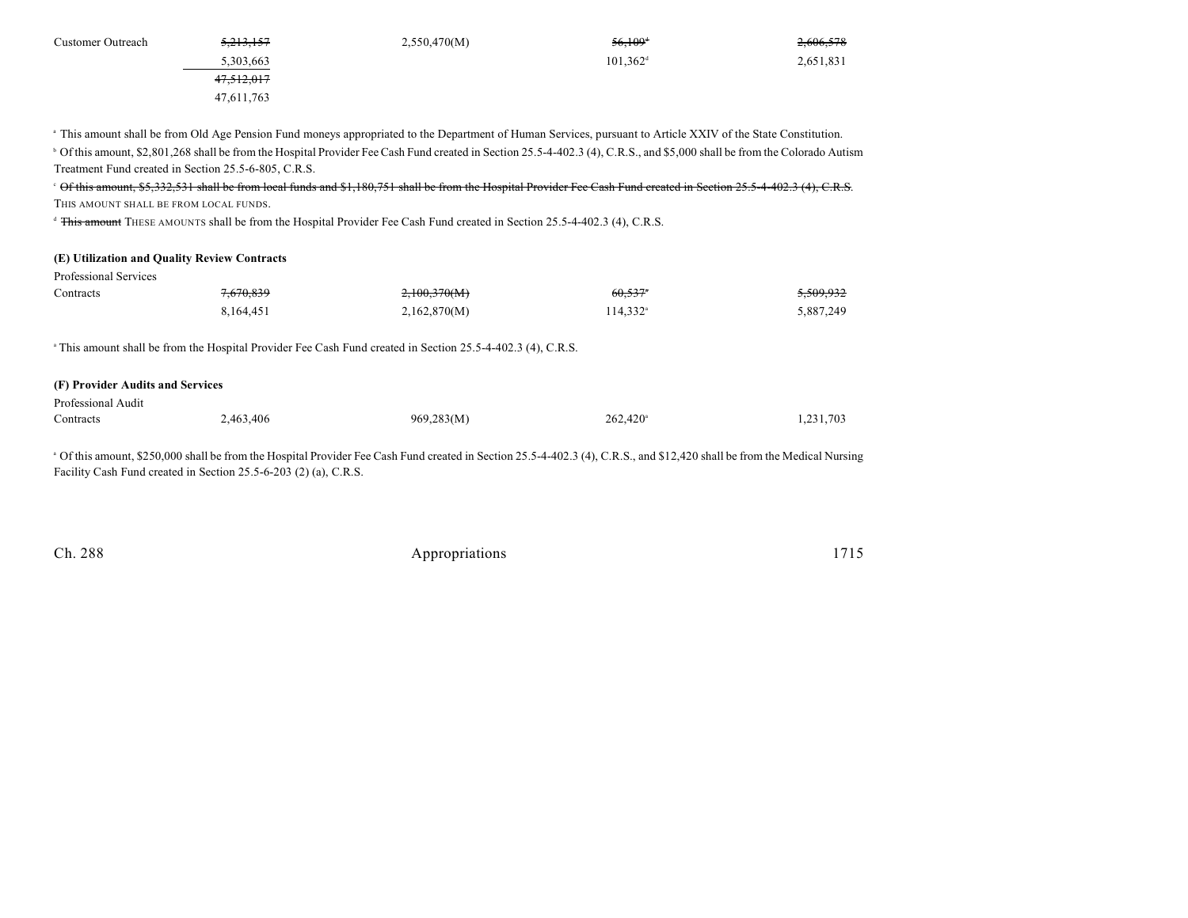| | | | | |
|---|---|---|---|---|
| Customer Outreach | ~~5,213,157~~ | 2,550,470(M) | ~~56,109~~[d] | ~~2,606,578~~ |
| | 5,303,663 | | 101,362[d] | 2,651,831 |
| | ~~47,512,017~~ | | | |
| | 47,611,763 | | | |

[a] This amount shall be from Old Age Pension Fund moneys appropriated to the Department of Human Services, pursuant to Article XXIV of the State Constitution.

[b] Of this amount, $2,801,268 shall be from the Hospital Provider Fee Cash Fund created in Section 25.5-4-402.3 (4), C.R.S., and $5,000 shall be from the Colorado Autism Treatment Fund created in Section 25.5-6-805, C.R.S.

[c] ~~Of this amount, $5,332,531 shall be from local funds and $1,180,751 shall be from the Hospital Provider Fee Cash Fund created in Section 25.5-4-402.3 (4), C.R.S.~~ THIS AMOUNT SHALL BE FROM LOCAL FUNDS.

[d] ~~This amount~~ THESE AMOUNTS shall be from the Hospital Provider Fee Cash Fund created in Section 25.5-4-402.3 (4), C.R.S.

**(E) Utilization and Quality Review Contracts**

| | | | | |
|---|---|---|---|---|
| Professional Services Contracts | ~~7,670,839~~ | ~~2,100,370(M)~~ | ~~60,537~~[a] | ~~5,509,932~~ |
| | 8,164,451 | 2,162,870(M) | 114,332[a] | 5,887,249 |

[a] This amount shall be from the Hospital Provider Fee Cash Fund created in Section 25.5-4-402.3 (4), C.R.S.

**(F) Provider Audits and Services**

| | | | | |
|---|---|---|---|---|
| Professional Audit Contracts | 2,463,406 | 969,283(M) | 262,420[a] | 1,231,703 |

[a] Of this amount, $250,000 shall be from the Hospital Provider Fee Cash Fund created in Section 25.5-4-402.3 (4), C.R.S., and $12,420 shall be from the Medical Nursing Facility Cash Fund created in Section 25.5-6-203 (2) (a), C.R.S.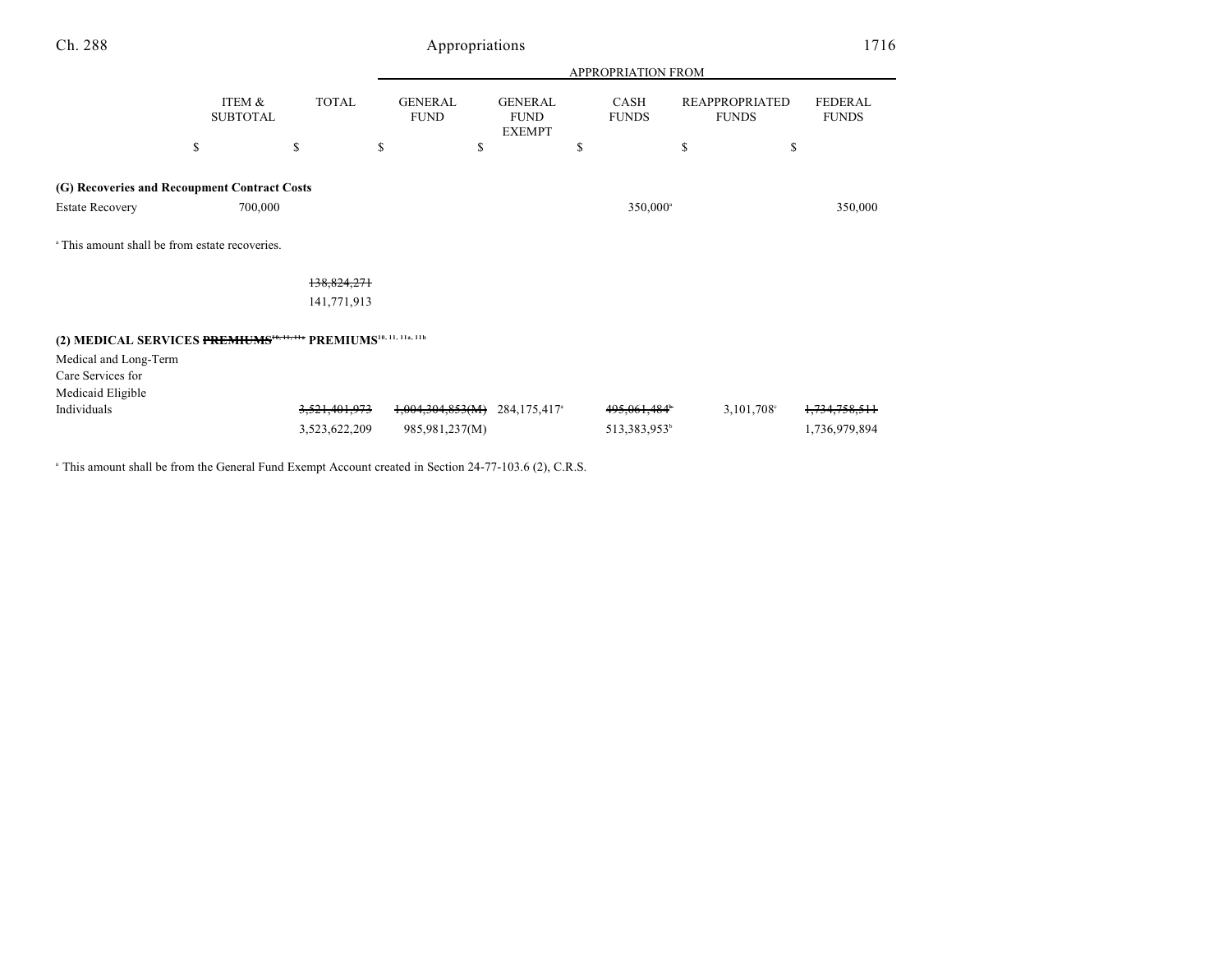| | ITEM & SUBTOTAL | TOTAL | GENERAL FUND | GENERAL FUND EXEMPT | CASH FUNDS | REAPPROPRIATED FUNDS | FEDERAL FUNDS |
|---|---|---|---|---|---|---|---|
| | | | APPROPRIATION FROM | | | | |
| | $ | $ | $ | $ | $ | $ | $ |
| **(G) Recoveries and Recoupment Contract Costs** | | | | | | | |
| Estate Recovery | 700,000 | | | | 350,000[a] | | 350,000 |

[a] This amount shall be from estate recoveries.

| | ITEM & SUBTOTAL | TOTAL | GENERAL FUND | GENERAL FUND EXEMPT | CASH FUNDS | REAPPROPRIATED FUNDS | FEDERAL FUNDS |
|---|---|---|---|---|---|---|---|
| | | ~~138,824,271~~ | | | | | |
| | | 141,771,913 | | | | | |

**(2) MEDICAL SERVICES ~~PREMIUMS[10, 11, 11a]~~ PREMIUMS[10, 11, 11a, 11b]**

| | ITEM & SUBTOTAL | TOTAL | GENERAL FUND | GENERAL FUND EXEMPT | CASH FUNDS | REAPPROPRIATED FUNDS | FEDERAL FUNDS |
|---|---|---|---|---|---|---|---|
| Medical and Long-Term Care Services for Medicaid Eligible Individuals | | ~~3,521,401,973~~ | ~~1,004,304,853(M)~~ | 284,175,417[a] | ~~495,061,484[b]~~ | 3,101,708[c] | ~~1,734,758,511~~ |
| | | 3,523,622,209 | 985,981,237(M) | | 513,383,953[b] | | 1,736,979,894 |

[a] This amount shall be from the General Fund Exempt Account created in Section 24-77-103.6 (2), C.R.S.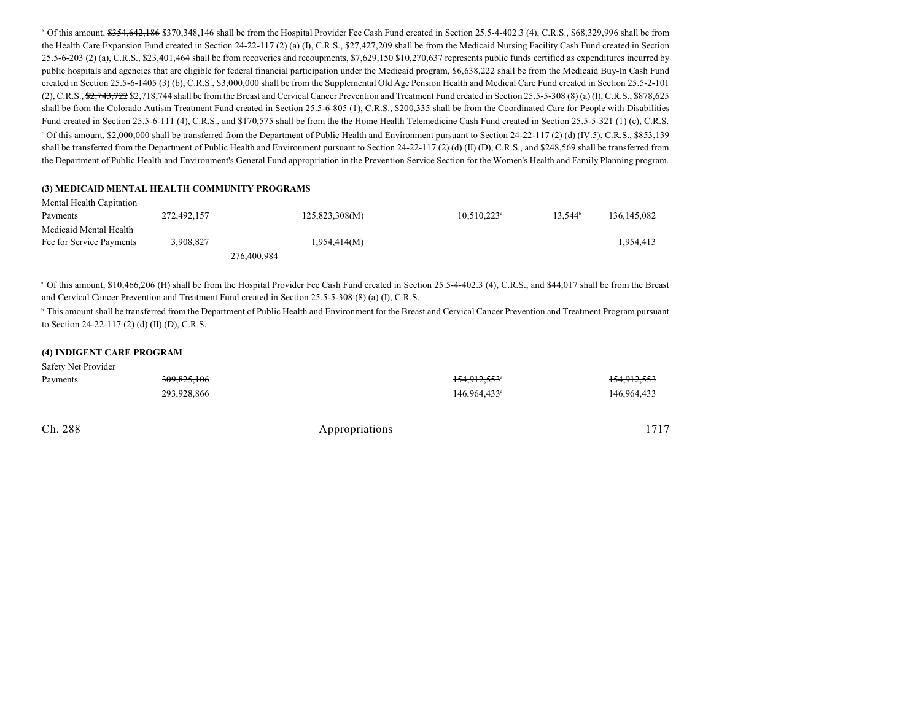[b] Of this amount, ~~$354,642,186~~ $370,348,146 shall be from the Hospital Provider Fee Cash Fund created in Section 25.5-4-402.3 (4), C.R.S., $68,329,996 shall be from the Health Care Expansion Fund created in Section 24-22-117 (2) (a) (I), C.R.S., $27,427,209 shall be from the Medicaid Nursing Facility Cash Fund created in Section 25.5-6-203 (2) (a), C.R.S., $23,401,464 shall be from recoveries and recoupments, ~~$7,629,150~~ $10,270,637 represents public funds certified as expenditures incurred by public hospitals and agencies that are eligible for federal financial participation under the Medicaid program, $6,638,222 shall be from the Medicaid Buy-In Cash Fund created in Section 25.5-6-1405 (3) (b), C.R.S., $3,000,000 shall be from the Supplemental Old Age Pension Health and Medical Care Fund created in Section 25.5-2-101 (2), C.R.S., ~~$2,743,722~~ $2,718,744 shall be from the Breast and Cervical Cancer Prevention and Treatment Fund created in Section 25.5-5-308 (8) (a) (I), C.R.S., $878,625 shall be from the Colorado Autism Treatment Fund created in Section 25.5-6-805 (1), C.R.S., $200,335 shall be from the Coordinated Care for People with Disabilities Fund created in Section 25.5-6-111 (4), C.R.S., and $170,575 shall be from the the Home Health Telemedicine Cash Fund created in Section 25.5-5-321 (1) (c), C.R.S.

[c] Of this amount, $2,000,000 shall be transferred from the Department of Public Health and Environment pursuant to Section 24-22-117 (2) (d) (IV.5), C.R.S., $853,139 shall be transferred from the Department of Public Health and Environment pursuant to Section 24-22-117 (2) (d) (II) (D), C.R.S., and $248,569 shall be transferred from the Department of Public Health and Environment's General Fund appropriation in the Prevention Service Section for the Women's Health and Family Planning program.

**(3) MEDICAID MENTAL HEALTH COMMUNITY PROGRAMS**

| | | | | | | |
|---|---|---|---|---|---|---|
| Mental Health Capitation Payments | 272,492,157 | | 125,823,308(M) | 10,510,223[a] | 13,544[b] | 136,145,082 |
| Medicaid Mental Health Fee for Service Payments | 3,908,827 | | 1,954,414(M) | | | 1,954,413 |
| | | 276,400,984 | | | | |

[a] Of this amount, $10,466,206 (H) shall be from the Hospital Provider Fee Cash Fund created in Section 25.5-4-402.3 (4), C.R.S., and $44,017 shall be from the Breast and Cervical Cancer Prevention and Treatment Fund created in Section 25.5-5-308 (8) (a) (I), C.R.S.

[b] This amount shall be transferred from the Department of Public Health and Environment for the Breast and Cervical Cancer Prevention and Treatment Program pursuant to Section 24-22-117 (2) (d) (II) (D), C.R.S.

**(4) INDIGENT CARE PROGRAM**

| | | | | | | |
|---|---|---|---|---|---|---|
| Safety Net Provider Payments | ~~309,825,106~~ | | | ~~154,912,553~~[a] | | ~~154,912,553~~ |
| | 293,928,866 | | | 146,964,433[a] | | 146,964,433 |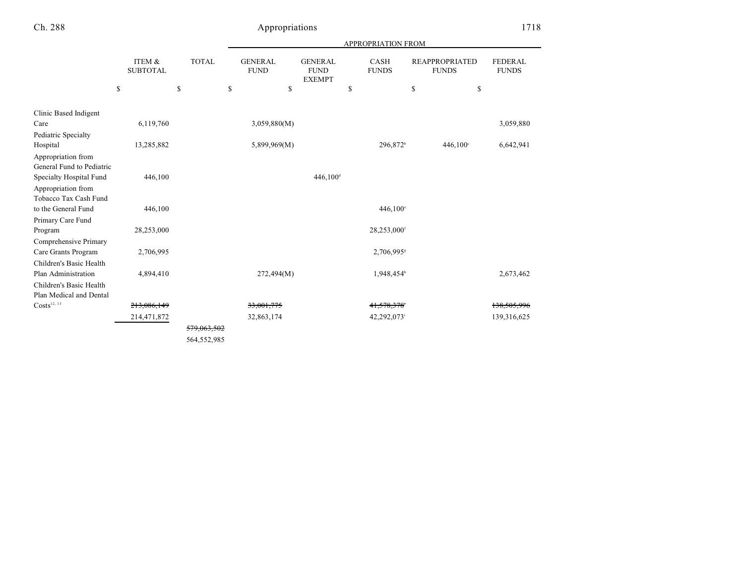| | ITEM & SUBTOTAL | TOTAL | APPROPRIATION FROM GENERAL FUND | GENERAL FUND EXEMPT | CASH FUNDS | REAPPROPRIATED FUNDS | FEDERAL FUNDS |
|---|---|---|---|---|---|---|---|
| | $ | $ | $ | $ | $ | $ | $ |
| Clinic Based Indigent Care | 6,119,760 | | 3,059,880(M) | | | | 3,059,880 |
| Pediatric Specialty Hospital | 13,285,882 | | 5,899,969(M) | | 296,872[b] | 446,100[c] | 6,642,941 |
| Appropriation from General Fund to Pediatric Specialty Hospital Fund | 446,100 | | | 446,100[d] | | | |
| Appropriation from Tobacco Tax Cash Fund to the General Fund | 446,100 | | | | 446,100[e] | | |
| Primary Care Fund Program | 28,253,000 | | | | 28,253,000[f] | | |
| Comprehensive Primary Care Grants Program | 2,706,995 | | | | 2,706,995[g] | | |
| Children's Basic Health Plan Administration | 4,894,410 | | 272,494(M) | | 1,948,454[h] | | 2,673,462 |
| Children's Basic Health Plan Medical and Dental Costs[12, 13] | ~~213,086,149~~ | | ~~33,001,775~~ | | ~~41,578,378~~[i] | | ~~138,505,996~~ |
| | 214,471,872 | | 32,863,174 | | 42,292,073[i] | | 139,316,625 |
| | | ~~579,063,502~~ | | | | | |
| | | 564,552,985 | | | | | |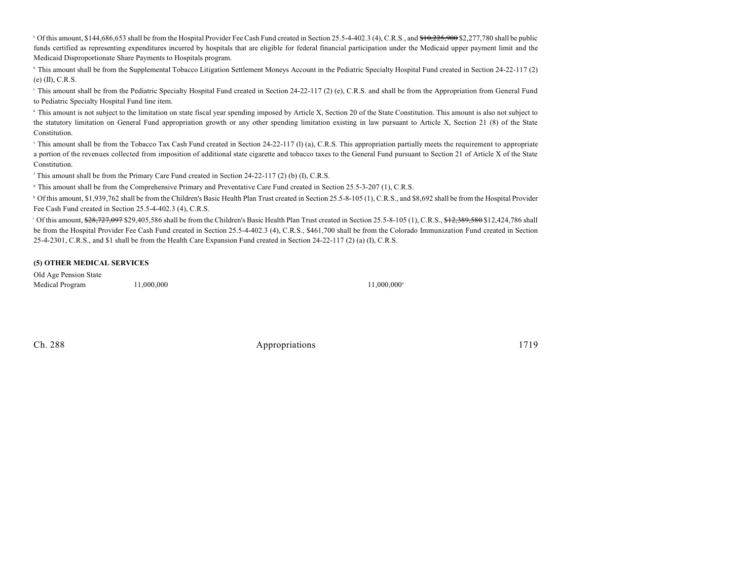[a] Of this amount, $144,686,653 shall be from the Hospital Provider Fee Cash Fund created in Section 25.5-4-402.3 (4), C.R.S., and ~~$10,225,900~~ $2,277,780 shall be public funds certified as representing expenditures incurred by hospitals that are eligible for federal financial participation under the Medicaid upper payment limit and the Medicaid Disproportionate Share Payments to Hospitals program.

[b] This amount shall be from the Supplemental Tobacco Litigation Settlement Moneys Account in the Pediatric Specialty Hospital Fund created in Section 24-22-117 (2) (e) (II), C.R.S.

[c] This amount shall be from the Pediatric Specialty Hospital Fund created in Section 24-22-117 (2) (e), C.R.S. and shall be from the Appropriation from General Fund to Pediatric Specialty Hospital Fund line item.

[d] This amount is not subject to the limitation on state fiscal year spending imposed by Article X, Section 20 of the State Constitution. This amount is also not subject to the statutory limitation on General Fund appropriation growth or any other spending limitation existing in law pursuant to Article X, Section 21 (8) of the State Constitution.

[e] This amount shall be from the Tobacco Tax Cash Fund created in Section 24-22-117 (l) (a), C.R.S. This appropriation partially meets the requirement to appropriate a portion of the revenues collected from imposition of additional state cigarette and tobacco taxes to the General Fund pursuant to Section 21 of Article X of the State Constitution.

[f] This amount shall be from the Primary Care Fund created in Section 24-22-117 (2) (b) (I), C.R.S.

[g] This amount shall be from the Comprehensive Primary and Preventative Care Fund created in Section 25.5-3-207 (1), C.R.S.

[h] Of this amount, $1,939,762 shall be from the Children's Basic Health Plan Trust created in Section 25.5-8-105 (1), C.R.S., and $8,692 shall be from the Hospital Provider Fee Cash Fund created in Section 25.5-4-402.3 (4), C.R.S.

[i] Of this amount, ~~$28,727,097~~ $29,405,586 shall be from the Children's Basic Health Plan Trust created in Section 25.5-8-105 (1), C.R.S., ~~$12,389,580~~ $12,424,786 shall be from the Hospital Provider Fee Cash Fund created in Section 25.5-4-402.3 (4), C.R.S., $461,700 shall be from the Colorado Immunization Fund created in Section 25-4-2301, C.R.S., and $1 shall be from the Health Care Expansion Fund created in Section 24-22-117 (2) (a) (I), C.R.S.

**(5) OTHER MEDICAL SERVICES**

| | | | |
|---|---|---|---|
| Old Age Pension State Medical Program | 11,000,000 | | 11,000,000[a] |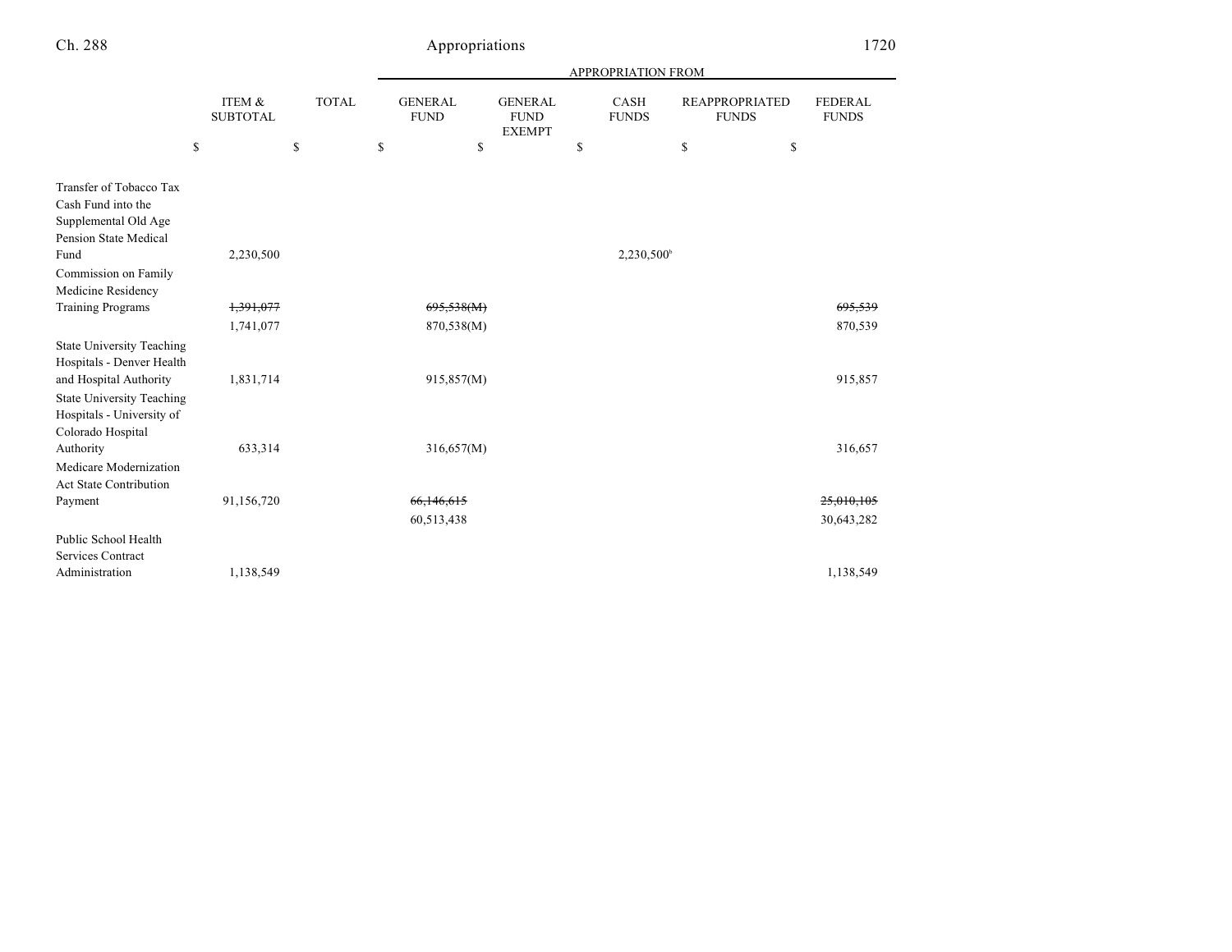| | ITEM & SUBTOTAL | TOTAL | APPROPRIATION FROM | | | | |
|---|---|---|---|---|---|---|---|
| | | | GENERAL FUND | GENERAL FUND EXEMPT | CASH FUNDS | REAPPROPRIATED FUNDS | FEDERAL FUNDS |
| | $ | $ | $ | $ | $ | $ | $ |
| Transfer of Tobacco Tax Cash Fund into the Supplemental Old Age Pension State Medical Fund | 2,230,500 | | | | 2,230,500[b] | | |
| Commission on Family Medicine Residency Training Programs | ~~1,391,077~~ | | ~~695,538(M)~~ | | | | ~~695,539~~ |
| | 1,741,077 | | 870,538(M) | | | | 870,539 |
| State University Teaching Hospitals - Denver Health and Hospital Authority | 1,831,714 | | 915,857(M) | | | | 915,857 |
| State University Teaching Hospitals - University of Colorado Hospital Authority | 633,314 | | 316,657(M) | | | | 316,657 |
| Medicare Modernization Act State Contribution Payment | 91,156,720 | | ~~66,146,615~~ | | | | ~~25,010,105~~ |
| | | | 60,513,438 | | | | 30,643,282 |
| Public School Health Services Contract Administration | 1,138,549 | | | | | | 1,138,549 |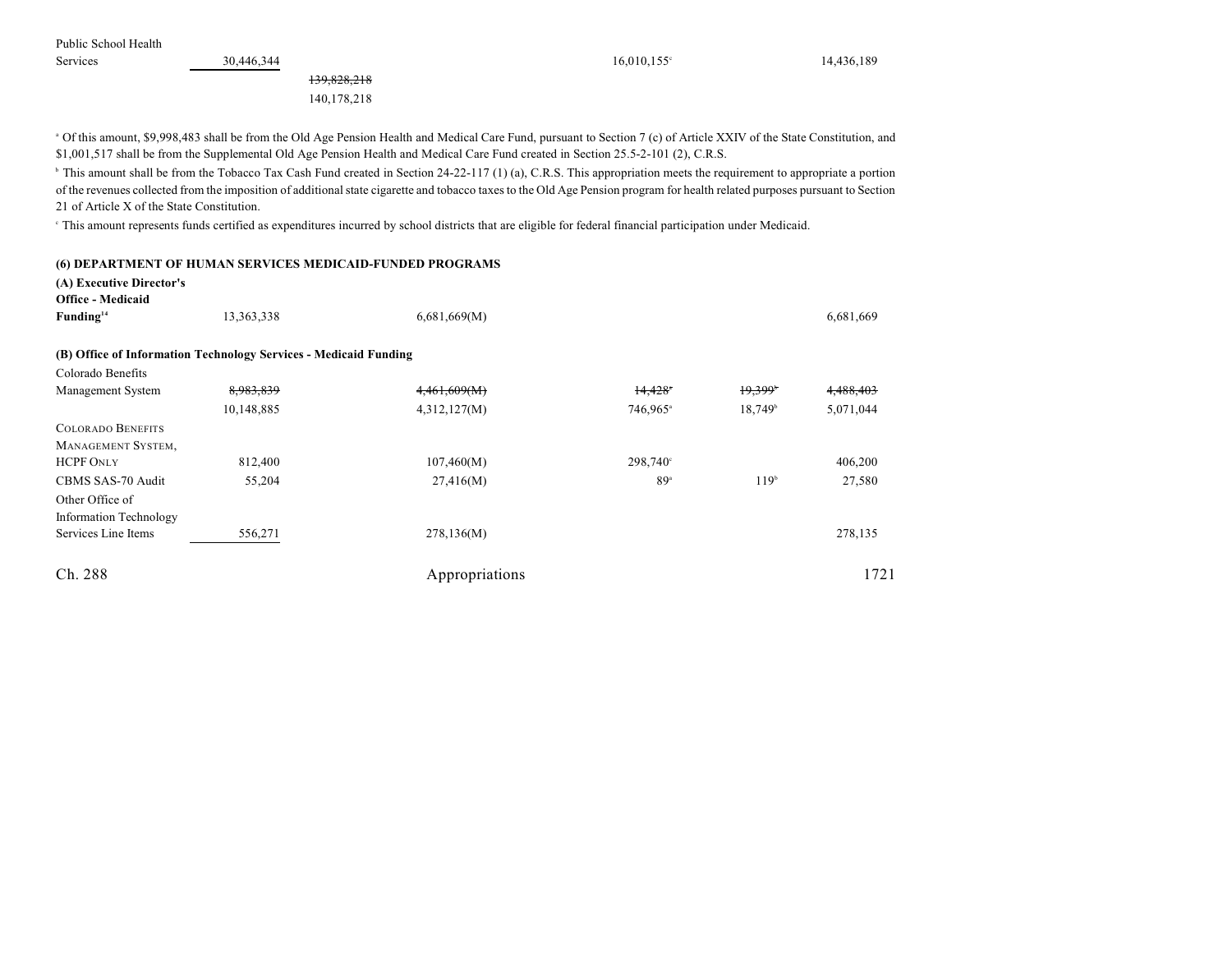| | | | | | |
|---|---|---|---|---|---|
| Public School Health Services | 30,446,344 | | 16,010,155[c] | | 14,436,189 |
| | | ~~139,828,218~~ | | | |
| | | 140,178,218 | | | |

[a] Of this amount, $9,998,483 shall be from the Old Age Pension Health and Medical Care Fund, pursuant to Section 7 (c) of Article XXIV of the State Constitution, and $1,001,517 shall be from the Supplemental Old Age Pension Health and Medical Care Fund created in Section 25.5-2-101 (2), C.R.S.

[b] This amount shall be from the Tobacco Tax Cash Fund created in Section 24-22-117 (1) (a), C.R.S. This appropriation meets the requirement to appropriate a portion of the revenues collected from the imposition of additional state cigarette and tobacco taxes to the Old Age Pension program for health related purposes pursuant to Section 21 of Article X of the State Constitution.

[c] This amount represents funds certified as expenditures incurred by school districts that are eligible for federal financial participation under Medicaid.

**(6) DEPARTMENT OF HUMAN SERVICES MEDICAID-FUNDED PROGRAMS**

**(A) Executive Director's Office - Medicaid Funding**[14]

| | | | | | |
|---|---|---|---|---|---|
| **Executive Director's Office - Medicaid Funding**[14] | 13,363,338 | 6,681,669(M) | | | 6,681,669 |

**(B) Office of Information Technology Services - Medicaid Funding**

| | | | | | |
|---|---|---|---|---|---|
| Colorado Benefits Management System | ~~8,983,839~~ | ~~4,461,609(M)~~ | ~~14,428~~[a] | ~~19,399~~[b] | ~~4,488,403~~ |
| | 10,148,885 | 4,312,127(M) | 746,965[a] | 18,749[b] | 5,071,044 |
| COLORADO BENEFITS MANAGEMENT SYSTEM, HCPF ONLY | 812,400 | 107,460(M) | 298,740[c] | | 406,200 |
| CBMS SAS-70 Audit | 55,204 | 27,416(M) | 89[a] | 119[b] | 27,580 |
| Other Office of Information Technology Services Line Items | 556,271 | 278,136(M) | | | 278,135 |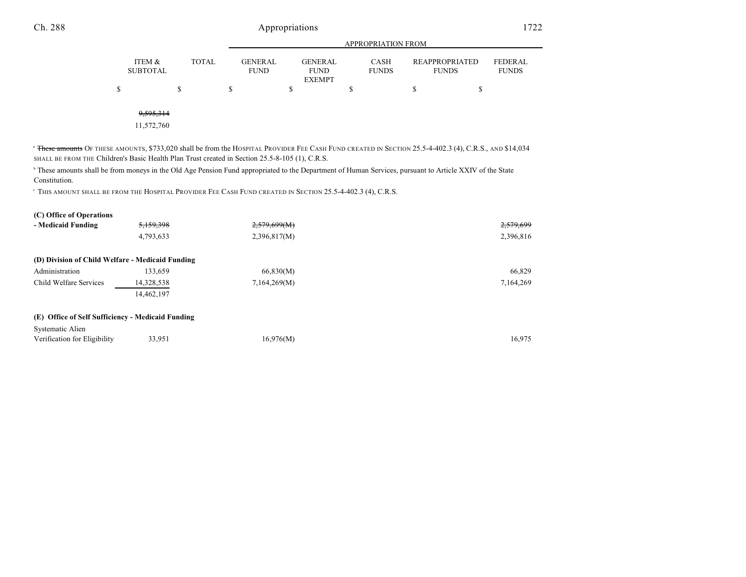| | ITEM & SUBTOTAL | TOTAL | GENERAL FUND | GENERAL FUND EXEMPT | CASH FUNDS | REAPPROPRIATED FUNDS | FEDERAL FUNDS |
|---|---|---|---|---|---|---|---|
| | $ | $ | $ | $ | $ | $ | $ |
| | | ~~9,595,314~~ | | | | | |
| | | 11,572,760 | | | | | |

[a] ~~These amounts~~ OF THESE AMOUNTS, $733,020 shall be from the HOSPITAL PROVIDER FEE CASH FUND CREATED IN SECTION 25.5-4-402.3 (4), C.R.S., AND $14,034 SHALL BE FROM THE Children's Basic Health Plan Trust created in Section 25.5-8-105 (1), C.R.S.

[b] These amounts shall be from moneys in the Old Age Pension Fund appropriated to the Department of Human Services, pursuant to Article XXIV of the State Constitution.

[c] THIS AMOUNT SHALL BE FROM THE HOSPITAL PROVIDER FEE CASH FUND CREATED IN SECTION 25.5-4-402.3 (4), C.R.S.

| | ITEM & SUBTOTAL | TOTAL | GENERAL FUND | GENERAL FUND EXEMPT | CASH FUNDS | REAPPROPRIATED FUNDS | FEDERAL FUNDS |
|---|---|---|---|---|---|---|---|
| **(C) Office of Operations - Medicaid Funding** | | ~~5,159,398~~ | ~~2,579,699(M)~~ | | | | ~~2,579,699~~ |
| | | 4,793,633 | 2,396,817(M) | | | | 2,396,816 |
| **(D) Division of Child Welfare - Medicaid Funding** | | | | | | | |
| Administration | 133,659 | | 66,830(M) | | | | 66,829 |
| Child Welfare Services | 14,328,538 | | 7,164,269(M) | | | | 7,164,269 |
| | | 14,462,197 | | | | | |
| **(E) Office of Self Sufficiency - Medicaid Funding** | | | | | | | |
| Systematic Alien Verification for Eligibility | | 33,951 | 16,976(M) | | | | 16,975 |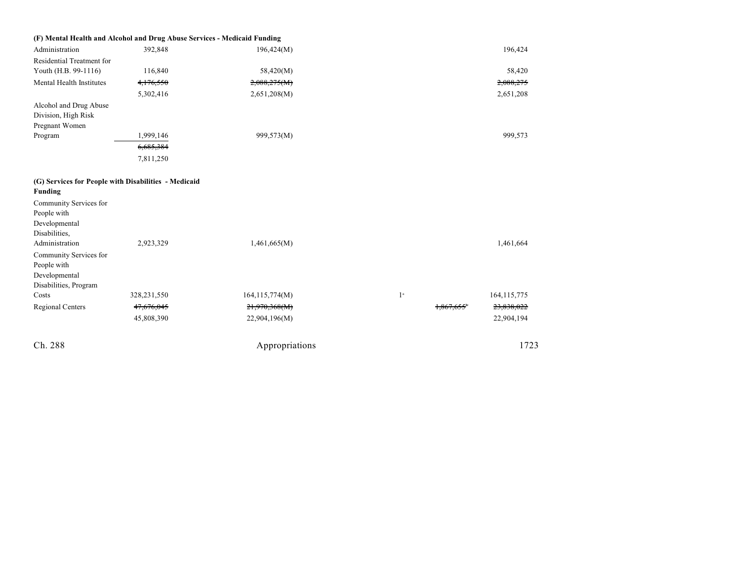**(F) Mental Health and Alcohol and Drug Abuse Services - Medicaid Funding**

| | | | | | |
|---|---|---|---|---|---|
| Administration | 392,848 | 196,424(M) | | | 196,424 |
| Residential Treatment for Youth (H.B. 99-1116) | 116,840 | 58,420(M) | | | 58,420 |
| Mental Health Institutes | ~~4,176,550~~ | ~~2,088,275(M)~~ | | | ~~2,088,275~~ |
| | 5,302,416 | 2,651,208(M) | | | 2,651,208 |
| Alcohol and Drug Abuse Division, High Risk Pregnant Women Program | 1,999,146 | 999,573(M) | | | 999,573 |
| | ~~6,685,384~~ | | | | |
| | 7,811,250 | | | | |

**(G) Services for People with Disabilities - Medicaid Funding**

| | | | | | |
|---|---|---|---|---|---|
| Community Services for People with Developmental Disabilities, Administration | 2,923,329 | 1,461,665(M) | | | 1,461,664 |
| Community Services for People with Developmental Disabilities, Program Costs | 328,231,550 | 164,115,774(M) | 1[a] | | 164,115,775 |
| Regional Centers | ~~47,676,045~~ | ~~21,970,368(M)~~ | | ~~1,867,655~~[b] | ~~23,838,022~~ |
| | 45,808,390 | 22,904,196(M) | | | 22,904,194 |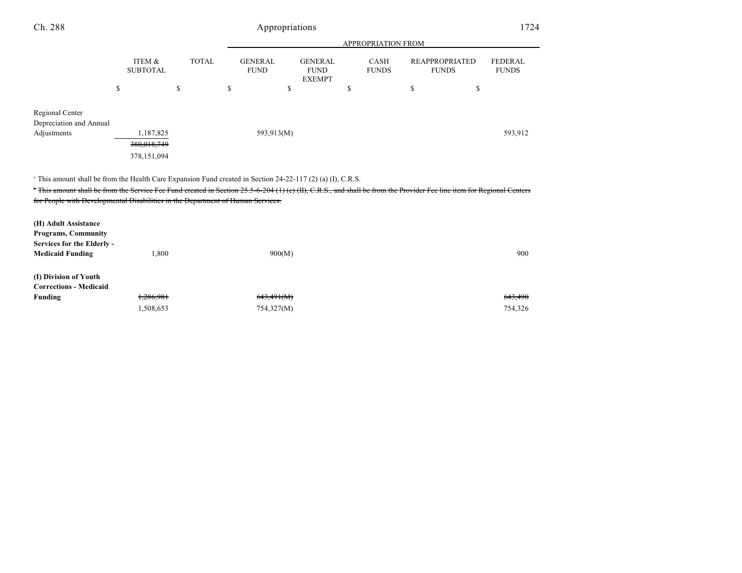| | ITEM & SUBTOTAL | TOTAL | APPROPRIATION FROM | | | | |
|---|---|---|---|---|---|---|---|
| | | | GENERAL FUND | GENERAL FUND EXEMPT | CASH FUNDS | REAPPROPRIATED FUNDS | FEDERAL FUNDS |
| | $ | $ | $ | $ | $ | $ | $ |
| Regional Center Depreciation and Annual Adjustments | 1,187,825 | | 593,913(M) | | | | 593,912 |
| | ~~380,018,749~~ | | | | | | |
| | 378,151,094 | | | | | | |

[a] This amount shall be from the Health Care Expansion Fund created in Section 24-22-117 (2) (a) (I), C.R.S.

~~[b] This amount shall be from the Service Fee Fund created in Section 25.5-6-204 (1) (c) (II), C.R.S., and shall be from the Provider Fee line item for Regional Centers for People with Developmental Disabilities in the Department of Human Services.~~

| | ITEM & SUBTOTAL | TOTAL | GENERAL FUND | GENERAL FUND EXEMPT | CASH FUNDS | REAPPROPRIATED FUNDS | FEDERAL FUNDS |
|---|---|---|---|---|---|---|---|
| **(H) Adult Assistance Programs, Community Services for the Elderly - Medicaid Funding** | 1,800 | | 900(M) | | | | 900 |
| **(I) Division of Youth Corrections - Medicaid Funding** | ~~1,286,981~~ | | ~~643,491(M)~~ | | | | ~~643,490~~ |
| | 1,508,653 | | 754,327(M) | | | | 754,326 |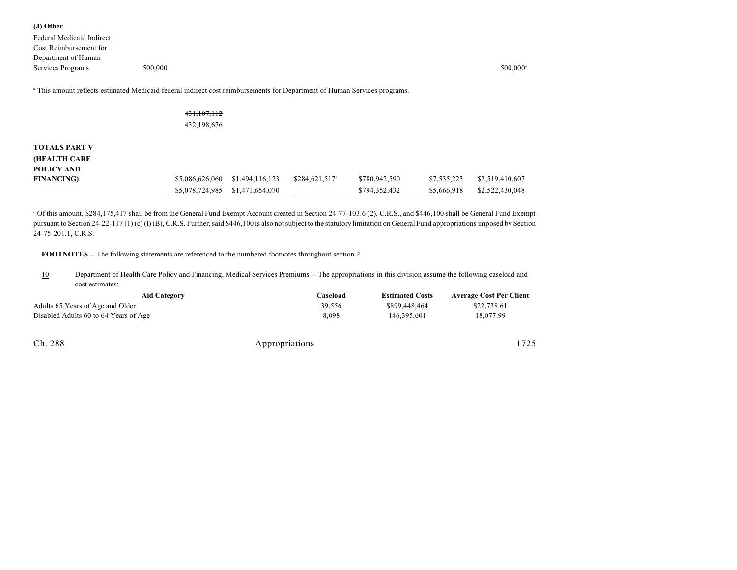**(J) Other**

| | | | | | | |
|---|---|---|---|---|---|---|
| Federal Medicaid Indirect Cost Reimbursement for Department of Human Services Programs | 500,000 | | | | | 500,000[a] |

[a] This amount reflects estimated Medicaid federal indirect cost reimbursements for Department of Human Services programs.

~~431,107,112~~
432,198,676

| | | | | | | |
|---|---|---|---|---|---|---|
| **TOTALS PART V (HEALTH CARE POLICY AND FINANCING)** | ~~$5,086,626,060~~ | ~~$1,494,116,123~~ | $284,621,517[a] | ~~$780,942,590~~ | ~~$7,535,223~~ | ~~$2,519,410,607~~ |
| | $5,078,724,985 | $1,471,654,070 | | $794,352,432 | $5,666,918 | $2,522,430,048 |

[a] Of this amount, $284,175,417 shall be from the General Fund Exempt Account created in Section 24-77-103.6 (2), C.R.S., and $446,100 shall be General Fund Exempt pursuant to Section 24-22-117 (1) (c) (I) (B), C.R.S. Further, said $446,100 is also not subject to the statutory limitation on General Fund appropriations imposed by Section 24-75-201.1, C.R.S.

**FOOTNOTES** -- The following statements are referenced to the numbered footnotes throughout section 2.

10 Department of Health Care Policy and Financing, Medical Services Premiums -- The appropriations in this division assume the following caseload and cost estimates:

| Aid Category | Caseload | Estimated Costs | Average Cost Per Client |
|---|---|---|---|
| Adults 65 Years of Age and Older | 39,556 | $899,448,464 | $22,738.61 |
| Disabled Adults 60 to 64 Years of Age | 8,098 | 146,395,601 | 18,077.99 |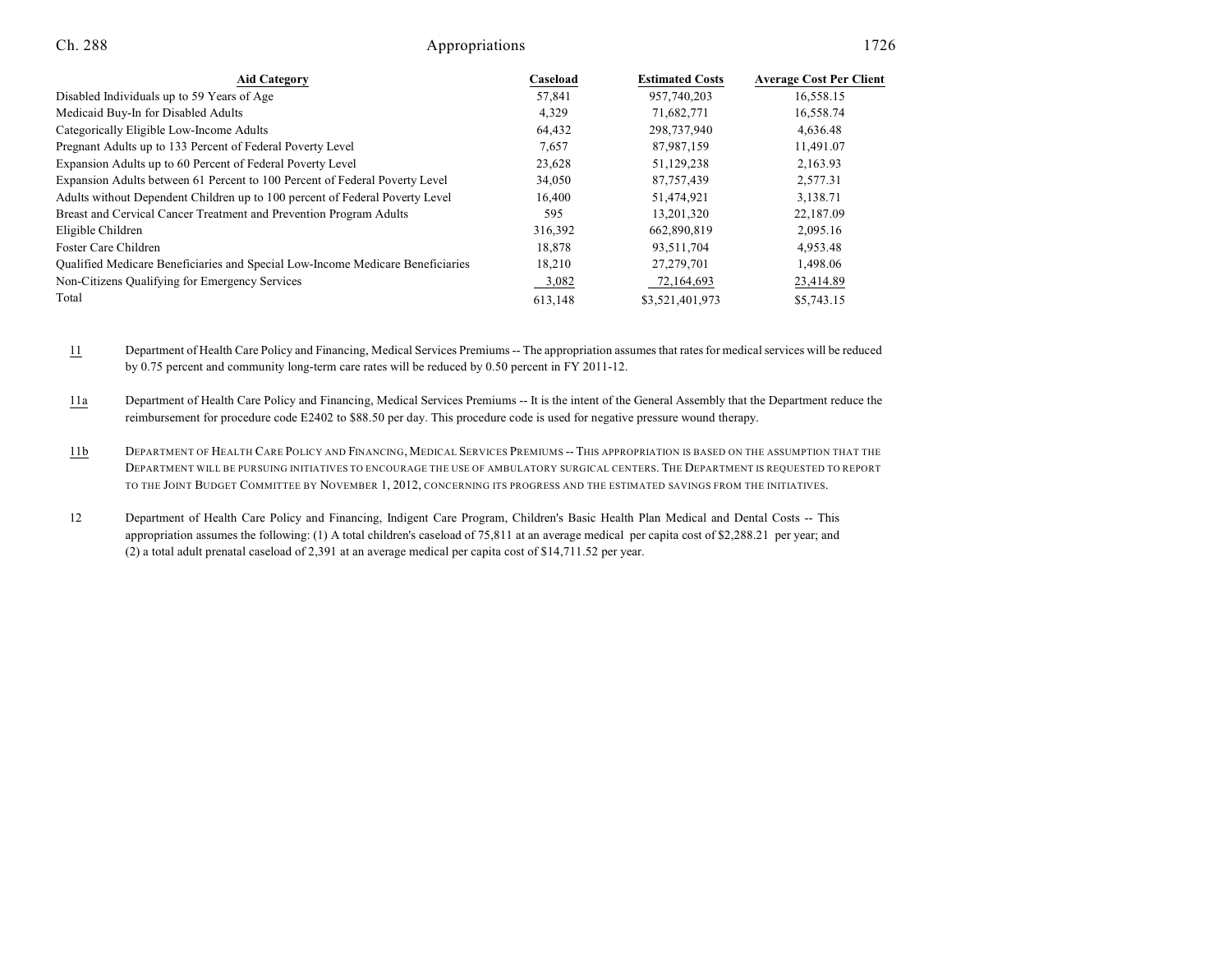| Aid Category | Caseload | Estimated Costs | Average Cost Per Client |
|---|---|---|---|
| Disabled Individuals up to 59 Years of Age | 57,841 | 957,740,203 | 16,558.15 |
| Medicaid Buy-In for Disabled Adults | 4,329 | 71,682,771 | 16,558.74 |
| Categorically Eligible Low-Income Adults | 64,432 | 298,737,940 | 4,636.48 |
| Pregnant Adults up to 133 Percent of Federal Poverty Level | 7,657 | 87,987,159 | 11,491.07 |
| Expansion Adults up to 60 Percent of Federal Poverty Level | 23,628 | 51,129,238 | 2,163.93 |
| Expansion Adults between 61 Percent to 100 Percent of Federal Poverty Level | 34,050 | 87,757,439 | 2,577.31 |
| Adults without Dependent Children up to 100 percent of Federal Poverty Level | 16,400 | 51,474,921 | 3,138.71 |
| Breast and Cervical Cancer Treatment and Prevention Program Adults | 595 | 13,201,320 | 22,187.09 |
| Eligible Children | 316,392 | 662,890,819 | 2,095.16 |
| Foster Care Children | 18,878 | 93,511,704 | 4,953.48 |
| Qualified Medicare Beneficiaries and Special Low-Income Medicare Beneficiaries | 18,210 | 27,279,701 | 1,498.06 |
| Non-Citizens Qualifying for Emergency Services | 3,082 | 72,164,693 | 23,414.89 |
| Total | 613,148 | $3,521,401,973 | $5,743.15 |

11 Department of Health Care Policy and Financing, Medical Services Premiums -- The appropriation assumes that rates for medical services will be reduced by 0.75 percent and community long-term care rates will be reduced by 0.50 percent in FY 2011-12.

11a Department of Health Care Policy and Financing, Medical Services Premiums -- It is the intent of the General Assembly that the Department reduce the reimbursement for procedure code E2402 to $88.50 per day. This procedure code is used for negative pressure wound therapy.

11b DEPARTMENT OF HEALTH CARE POLICY AND FINANCING, MEDICAL SERVICES PREMIUMS -- THIS APPROPRIATION IS BASED ON THE ASSUMPTION THAT THE DEPARTMENT WILL BE PURSUING INITIATIVES TO ENCOURAGE THE USE OF AMBULATORY SURGICAL CENTERS. THE DEPARTMENT IS REQUESTED TO REPORT TO THE JOINT BUDGET COMMITTEE BY NOVEMBER 1, 2012, CONCERNING ITS PROGRESS AND THE ESTIMATED SAVINGS FROM THE INITIATIVES.

12 Department of Health Care Policy and Financing, Indigent Care Program, Children's Basic Health Plan Medical and Dental Costs -- This appropriation assumes the following: (1) A total children's caseload of 75,811 at an average medical per capita cost of $2,288.21 per year; and (2) a total adult prenatal caseload of 2,391 at an average medical per capita cost of $14,711.52 per year.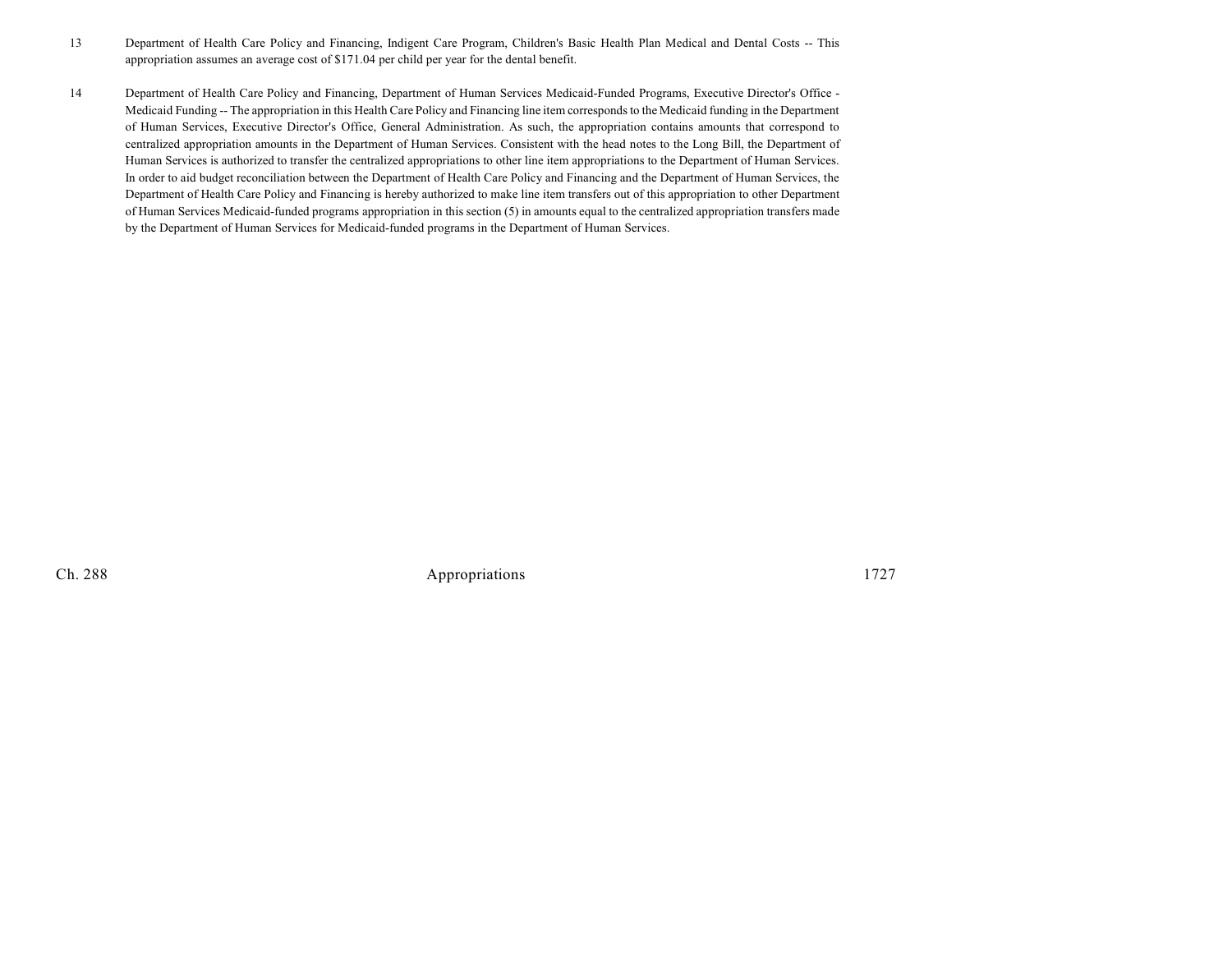13 Department of Health Care Policy and Financing, Indigent Care Program, Children's Basic Health Plan Medical and Dental Costs -- This appropriation assumes an average cost of $171.04 per child per year for the dental benefit.

14 Department of Health Care Policy and Financing, Department of Human Services Medicaid-Funded Programs, Executive Director's Office - Medicaid Funding -- The appropriation in this Health Care Policy and Financing line item corresponds to the Medicaid funding in the Department of Human Services, Executive Director's Office, General Administration. As such, the appropriation contains amounts that correspond to centralized appropriation amounts in the Department of Human Services. Consistent with the head notes to the Long Bill, the Department of Human Services is authorized to transfer the centralized appropriations to other line item appropriations to the Department of Human Services. In order to aid budget reconciliation between the Department of Health Care Policy and Financing and the Department of Human Services, the Department of Health Care Policy and Financing is hereby authorized to make line item transfers out of this appropriation to other Department of Human Services Medicaid-funded programs appropriation in this section (5) in amounts equal to the centralized appropriation transfers made by the Department of Human Services for Medicaid-funded programs in the Department of Human Services.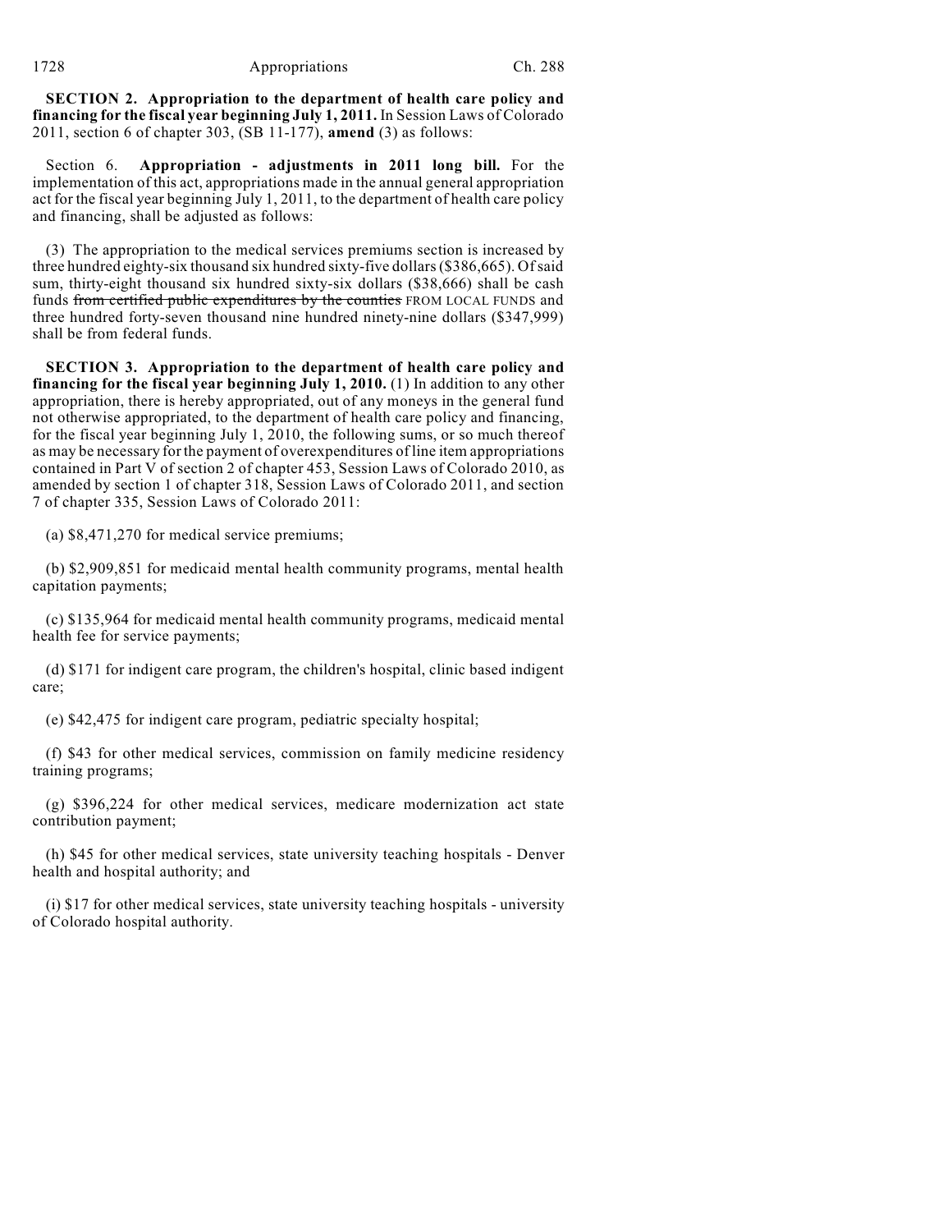**SECTION 2. Appropriation to the department of health care policy and financing for the fiscal year beginning July 1, 2011.** In Session Laws of Colorado 2011, section 6 of chapter 303, (SB 11-177), **amend** (3) as follows:

Section 6. **Appropriation - adjustments in 2011 long bill.** For the implementation of this act, appropriations made in the annual general appropriation act for the fiscal year beginning July 1, 2011, to the department of health care policy and financing, shall be adjusted as follows:

(3) The appropriation to the medical services premiums section is increased by three hundred eighty-six thousand six hundred sixty-five dollars ($386,665). Of said sum, thirty-eight thousand six hundred sixty-six dollars ($38,666) shall be cash funds ~~from certified public expenditures by the counties~~ FROM LOCAL FUNDS and three hundred forty-seven thousand nine hundred ninety-nine dollars ($347,999) shall be from federal funds.

**SECTION 3. Appropriation to the department of health care policy and financing for the fiscal year beginning July 1, 2010.** (1) In addition to any other appropriation, there is hereby appropriated, out of any moneys in the general fund not otherwise appropriated, to the department of health care policy and financing, for the fiscal year beginning July 1, 2010, the following sums, or so much thereof as may be necessary for the payment of overexpenditures of line item appropriations contained in Part V of section 2 of chapter 453, Session Laws of Colorado 2010, as amended by section 1 of chapter 318, Session Laws of Colorado 2011, and section 7 of chapter 335, Session Laws of Colorado 2011:

(a) $8,471,270 for medical service premiums;

(b) $2,909,851 for medicaid mental health community programs, mental health capitation payments;

(c) $135,964 for medicaid mental health community programs, medicaid mental health fee for service payments;

(d) $171 for indigent care program, the children's hospital, clinic based indigent care;

(e) $42,475 for indigent care program, pediatric specialty hospital;

(f) $43 for other medical services, commission on family medicine residency training programs;

(g) $396,224 for other medical services, medicare modernization act state contribution payment;

(h) $45 for other medical services, state university teaching hospitals - Denver health and hospital authority; and

(i) $17 for other medical services, state university teaching hospitals - university of Colorado hospital authority.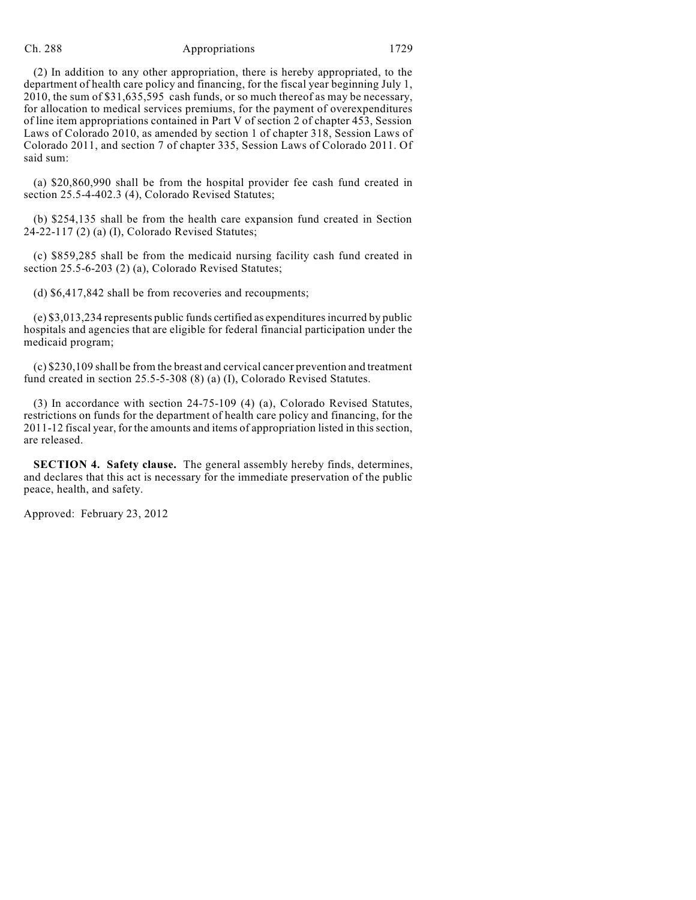(2) In addition to any other appropriation, there is hereby appropriated, to the department of health care policy and financing, for the fiscal year beginning July 1, 2010, the sum of $31,635,595 cash funds, or so much thereof as may be necessary, for allocation to medical services premiums, for the payment of overexpenditures of line item appropriations contained in Part V of section 2 of chapter 453, Session Laws of Colorado 2010, as amended by section 1 of chapter 318, Session Laws of Colorado 2011, and section 7 of chapter 335, Session Laws of Colorado 2011. Of said sum:

(a) $20,860,990 shall be from the hospital provider fee cash fund created in section 25.5-4-402.3 (4), Colorado Revised Statutes;

(b) $254,135 shall be from the health care expansion fund created in Section 24-22-117 (2) (a) (I), Colorado Revised Statutes;

(c) $859,285 shall be from the medicaid nursing facility cash fund created in section 25.5-6-203 (2) (a), Colorado Revised Statutes;

(d) $6,417,842 shall be from recoveries and recoupments;

(e) $3,013,234 represents public funds certified as expenditures incurred by public hospitals and agencies that are eligible for federal financial participation under the medicaid program;

(c) $230,109 shall be from the breast and cervical cancer prevention and treatment fund created in section 25.5-5-308 (8) (a) (I), Colorado Revised Statutes.

(3) In accordance with section 24-75-109 (4) (a), Colorado Revised Statutes, restrictions on funds for the department of health care policy and financing, for the 2011-12 fiscal year, for the amounts and items of appropriation listed in this section, are released.

**SECTION 4. Safety clause.** The general assembly hereby finds, determines, and declares that this act is necessary for the immediate preservation of the public peace, health, and safety.

Approved: February 23, 2012